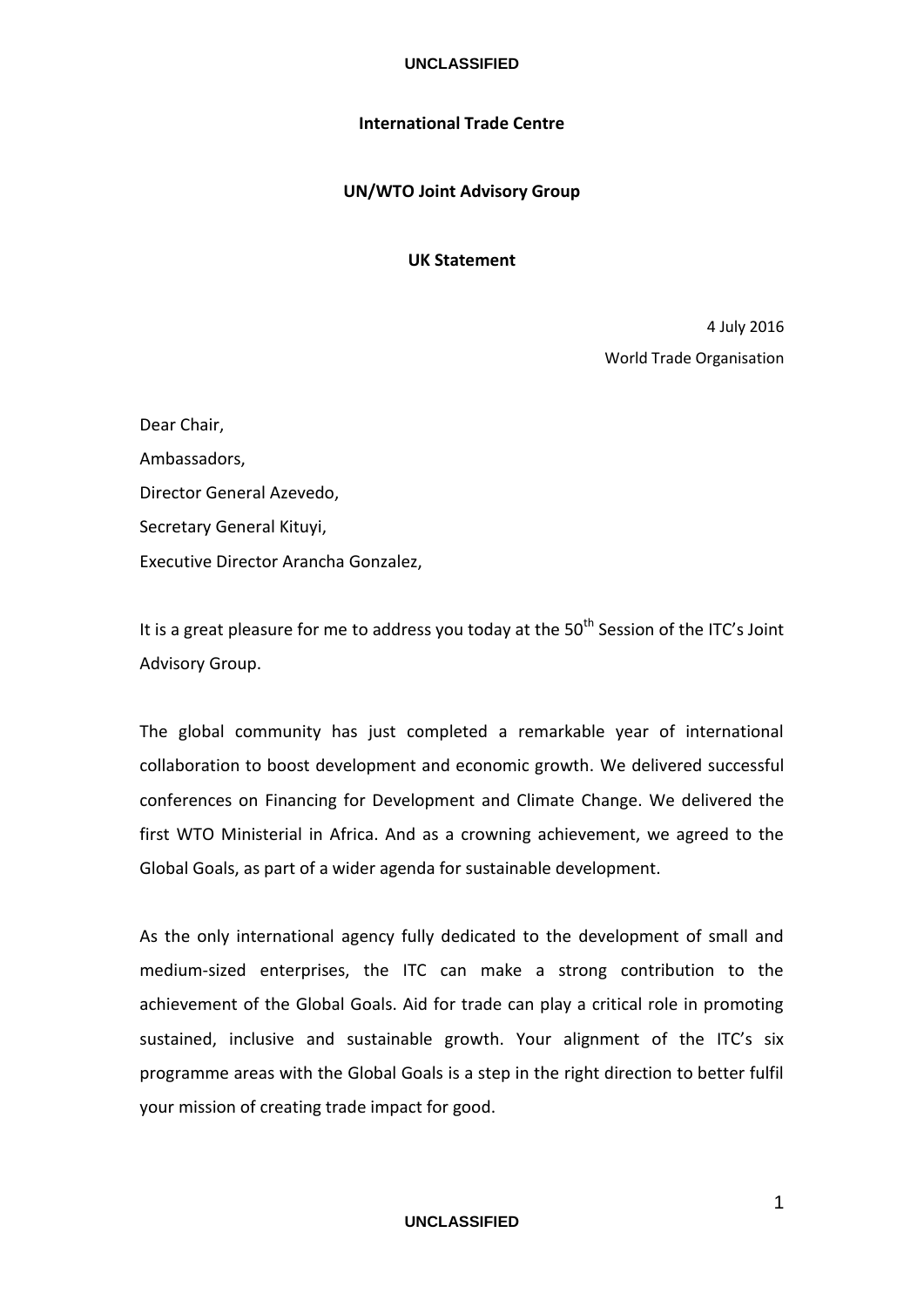**International Trade Centre**

**UN/WTO Joint Advisory Group**

**UK Statement**

4 July 2016
World Trade Organisation

Dear Chair,

Ambassadors,

Director General Azevedo,

Secretary General Kituyi,

Executive Director Arancha Gonzalez,

It is a great pleasure for me to address you today at the 50th Session of the ITC's Joint Advisory Group.

The global community has just completed a remarkable year of international collaboration to boost development and economic growth. We delivered successful conferences on Financing for Development and Climate Change. We delivered the first WTO Ministerial in Africa. And as a crowning achievement, we agreed to the Global Goals, as part of a wider agenda for sustainable development.

As the only international agency fully dedicated to the development of small and medium-sized enterprises, the ITC can make a strong contribution to the achievement of the Global Goals. Aid for trade can play a critical role in promoting sustained, inclusive and sustainable growth. Your alignment of the ITC's six programme areas with the Global Goals is a step in the right direction to better fulfil your mission of creating trade impact for good.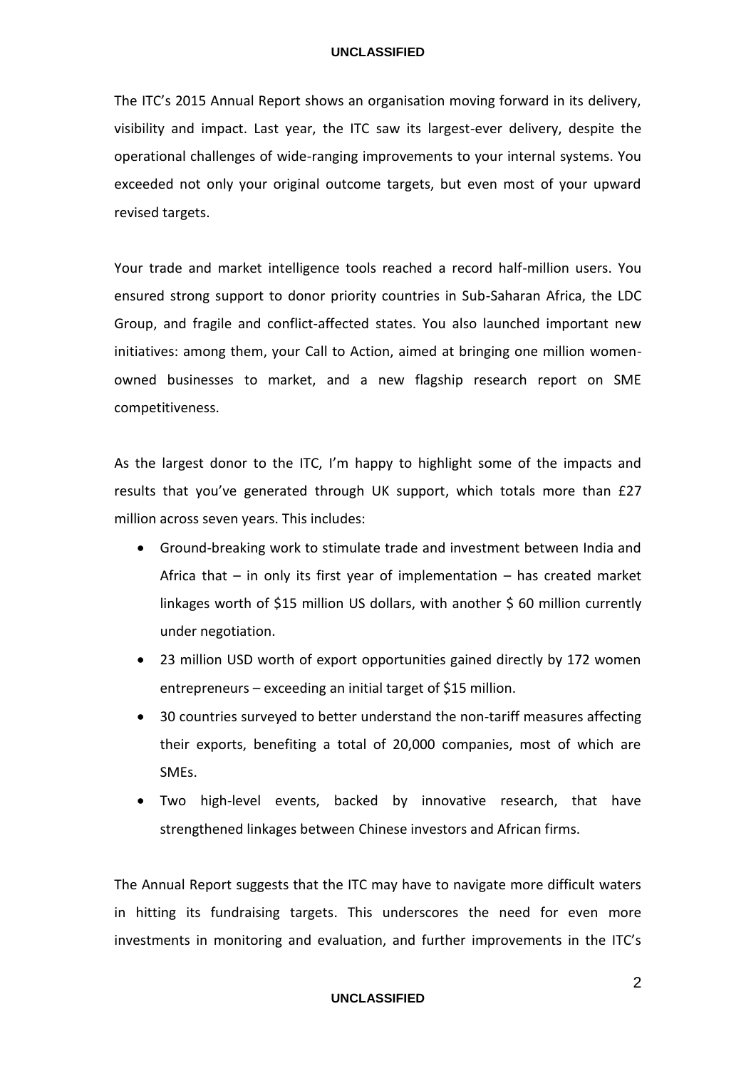The ITC's 2015 Annual Report shows an organisation moving forward in its delivery, visibility and impact. Last year, the ITC saw its largest-ever delivery, despite the operational challenges of wide-ranging improvements to your internal systems. You exceeded not only your original outcome targets, but even most of your upward revised targets.

Your trade and market intelligence tools reached a record half-million users. You ensured strong support to donor priority countries in Sub-Saharan Africa, the LDC Group, and fragile and conflict-affected states. You also launched important new initiatives: among them, your Call to Action, aimed at bringing one million women-owned businesses to market, and a new flagship research report on SME competitiveness.

As the largest donor to the ITC, I'm happy to highlight some of the impacts and results that you've generated through UK support, which totals more than £27 million across seven years. This includes:

- Ground-breaking work to stimulate trade and investment between India and Africa that – in only its first year of implementation – has created market linkages worth of $15 million US dollars, with another $ 60 million currently under negotiation.
- 23 million USD worth of export opportunities gained directly by 172 women entrepreneurs – exceeding an initial target of $15 million.
- 30 countries surveyed to better understand the non-tariff measures affecting their exports, benefiting a total of 20,000 companies, most of which are SMEs.
- Two high-level events, backed by innovative research, that have strengthened linkages between Chinese investors and African firms.

The Annual Report suggests that the ITC may have to navigate more difficult waters in hitting its fundraising targets. This underscores the need for even more investments in monitoring and evaluation, and further improvements in the ITC's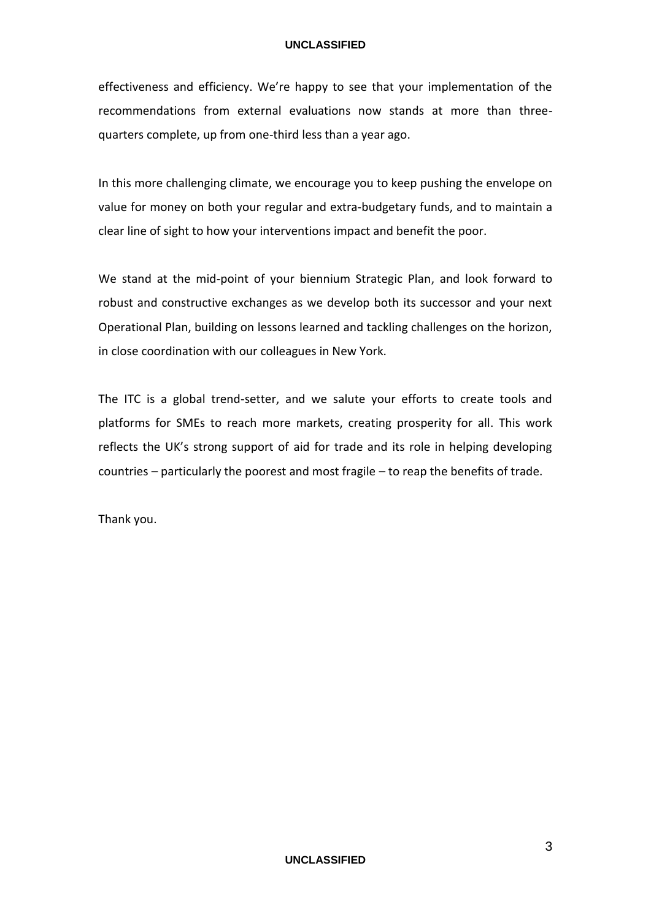effectiveness and efficiency. We're happy to see that your implementation of the recommendations from external evaluations now stands at more than three-quarters complete, up from one-third less than a year ago.

In this more challenging climate, we encourage you to keep pushing the envelope on value for money on both your regular and extra-budgetary funds, and to maintain a clear line of sight to how your interventions impact and benefit the poor.

We stand at the mid-point of your biennium Strategic Plan, and look forward to robust and constructive exchanges as we develop both its successor and your next Operational Plan, building on lessons learned and tackling challenges on the horizon, in close coordination with our colleagues in New York.

The ITC is a global trend-setter, and we salute your efforts to create tools and platforms for SMEs to reach more markets, creating prosperity for all. This work reflects the UK's strong support of aid for trade and its role in helping developing countries – particularly the poorest and most fragile – to reap the benefits of trade.

Thank you.